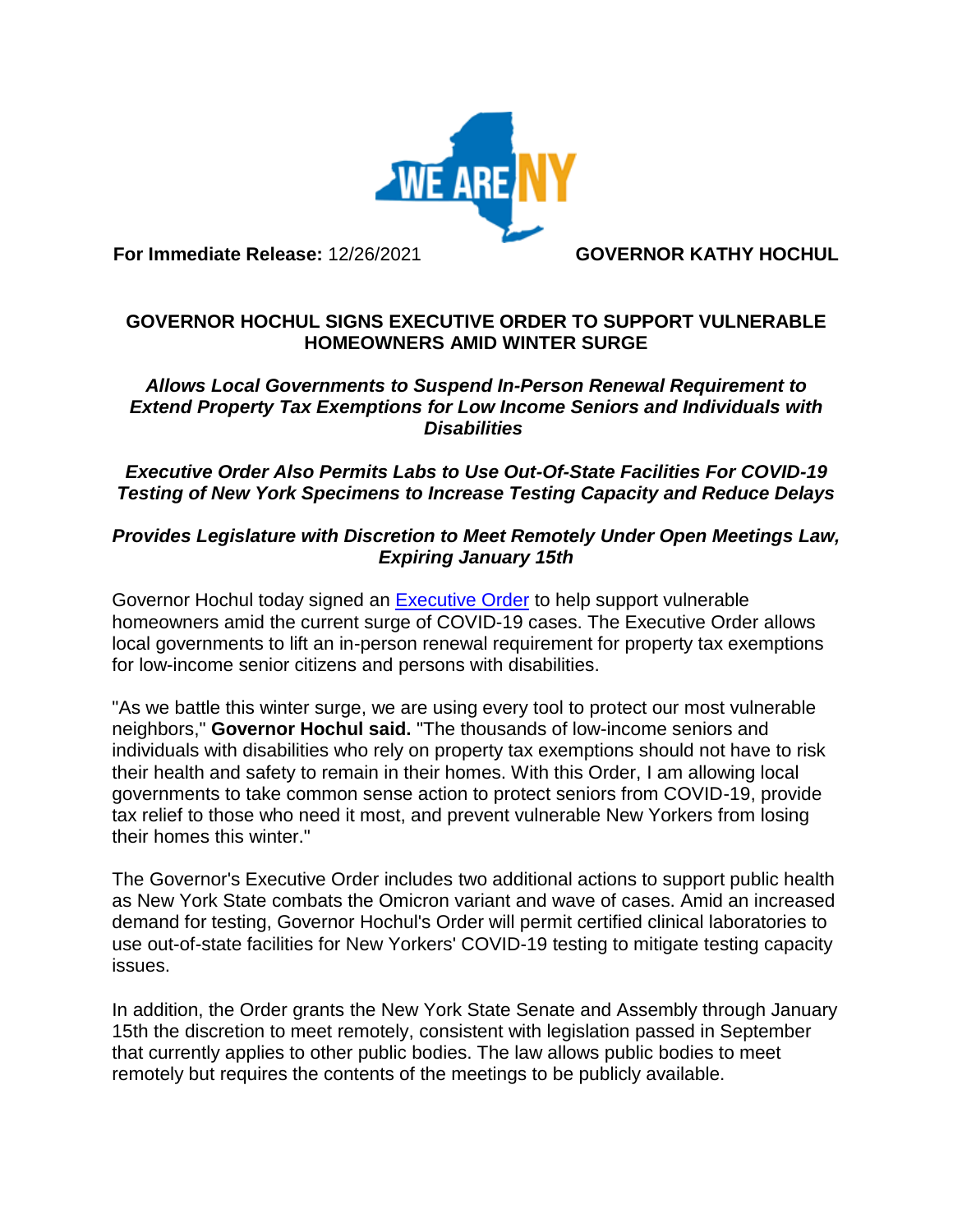**For Immediate Release:** 12/26/2021 **GOVERNOR KATHY HOCHUL**

# GOVERNOR HOCHUL SIGNS EXECUTIVE ORDER TO SUPPORT VULNERABLE HOMEOWNERS AMID WINTER SURGE

***Allows Local Governments to Suspend In-Person Renewal Requirement to Extend Property Tax Exemptions for Low Income Seniors and Individuals with Disabilities***

***Executive Order Also Permits Labs to Use Out-Of-State Facilities For COVID-19 Testing of New York Specimens to Increase Testing Capacity and Reduce Delays***

***Provides Legislature with Discretion to Meet Remotely Under Open Meetings Law, Expiring January 15th***

Governor Hochul today signed an Executive Order to help support vulnerable homeowners amid the current surge of COVID-19 cases. The Executive Order allows local governments to lift an in-person renewal requirement for property tax exemptions for low-income senior citizens and persons with disabilities.

"As we battle this winter surge, we are using every tool to protect our most vulnerable neighbors," **Governor Hochul said.** "The thousands of low-income seniors and individuals with disabilities who rely on property tax exemptions should not have to risk their health and safety to remain in their homes. With this Order, I am allowing local governments to take common sense action to protect seniors from COVID-19, provide tax relief to those who need it most, and prevent vulnerable New Yorkers from losing their homes this winter."

The Governor's Executive Order includes two additional actions to support public health as New York State combats the Omicron variant and wave of cases. Amid an increased demand for testing, Governor Hochul's Order will permit certified clinical laboratories to use out-of-state facilities for New Yorkers' COVID-19 testing to mitigate testing capacity issues.

In addition, the Order grants the New York State Senate and Assembly through January 15th the discretion to meet remotely, consistent with legislation passed in September that currently applies to other public bodies. The law allows public bodies to meet remotely but requires the contents of the meetings to be publicly available.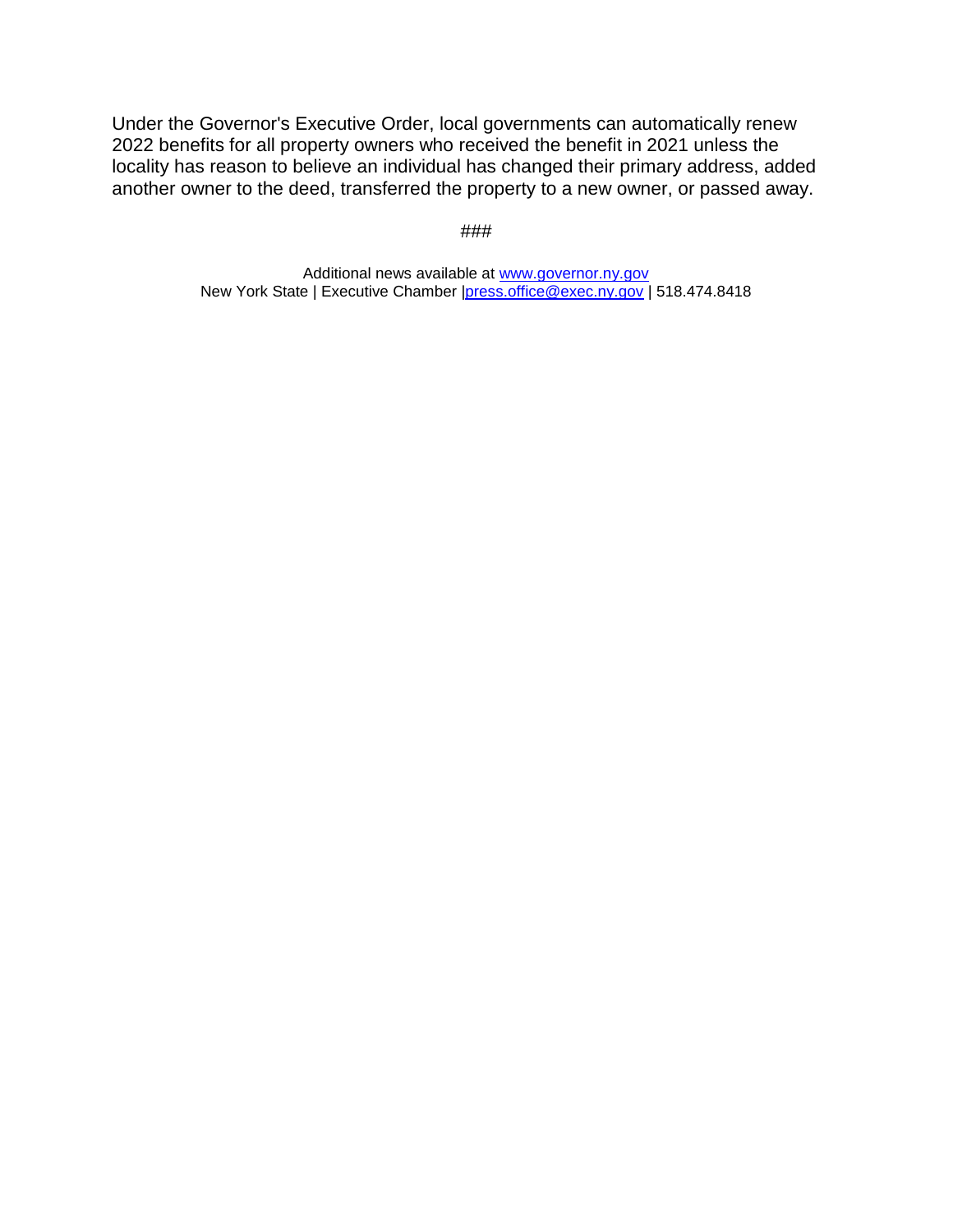Under the Governor's Executive Order, local governments can automatically renew 2022 benefits for all property owners who received the benefit in 2021 unless the locality has reason to believe an individual has changed their primary address, added another owner to the deed, transferred the property to a new owner, or passed away.

###

Additional news available at www.governor.ny.gov
New York State | Executive Chamber |press.office@exec.ny.gov | 518.474.8418